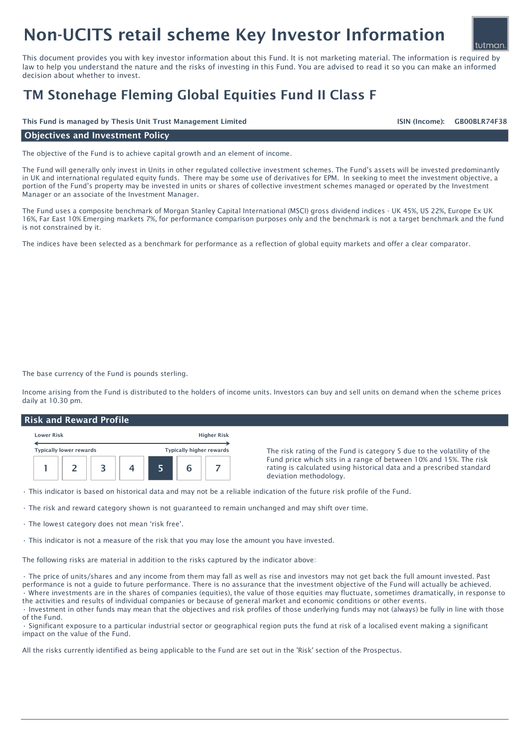# Non-UCITS retail scheme Key Investor Information

This document provides you with key investor information about this Fund. It is not marketing material. The information is required by law to help you understand the nature and the risks of investing in this Fund. You are advised to read it so you can make an informed decision about whether to invest.

## TM Stonehage Fleming Global Equities Fund II Class F

**This Fund is managed by Thesis Unit Trust Management Limited** **ISIN (Income): GB00BLR74F38**

### Objectives and Investment Policy

The objective of the Fund is to achieve capital growth and an element of income.

The Fund will generally only invest in Units in other regulated collective investment schemes. The Fund's assets will be invested predominantly in UK and international regulated equity funds. There may be some use of derivatives for EPM. In seeking to meet the investment objective, a portion of the Fund's property may be invested in units or shares of collective investment schemes managed or operated by the Investment Manager or an associate of the Investment Manager.

The Fund uses a composite benchmark of Morgan Stanley Capital International (MSCI) gross dividend indices - UK 45%, US 22%, Europe Ex UK 16%, Far East 10% Emerging markets 7%, for performance comparison purposes only and the benchmark is not a target benchmark and the fund is not constrained by it.

The indices have been selected as a benchmark for performance as a reflection of global equity markets and offer a clear comparator.

The base currency of the Fund is pounds sterling.

Income arising from the Fund is distributed to the holders of income units. Investors can buy and sell units on demand when the scheme prices daily at 10.30 pm.

### Risk and Reward Profile

| Lower Risk | | | | | | Higher Risk |
|---|---|---|---|---|---|---|
| Typically lower rewards | | | | | | Typically higher rewards |
| 1 | 2 | 3 | 4 | **5** | 6 | 7 |

The risk rating of the Fund is category 5 due to the volatility of the Fund price which sits in a range of between 10% and 15%. The risk rating is calculated using historical data and a prescribed standard deviation methodology.

- This indicator is based on historical data and may not be a reliable indication of the future risk profile of the Fund.
- The risk and reward category shown is not guaranteed to remain unchanged and may shift over time.
- The lowest category does not mean 'risk free'.
- This indicator is not a measure of the risk that you may lose the amount you have invested.

The following risks are material in addition to the risks captured by the indicator above:

- The price of units/shares and any income from them may fall as well as rise and investors may not get back the full amount invested. Past performance is not a guide to future performance. There is no assurance that the investment objective of the Fund will actually be achieved.
- Where investments are in the shares of companies (equities), the value of those equities may fluctuate, sometimes dramatically, in response to the activities and results of individual companies or because of general market and economic conditions or other events.
- Investment in other funds may mean that the objectives and risk profiles of those underlying funds may not (always) be fully in line with those of the Fund.
- Significant exposure to a particular industrial sector or geographical region puts the fund at risk of a localised event making a significant impact on the value of the Fund.

All the risks currently identified as being applicable to the Fund are set out in the 'Risk' section of the Prospectus.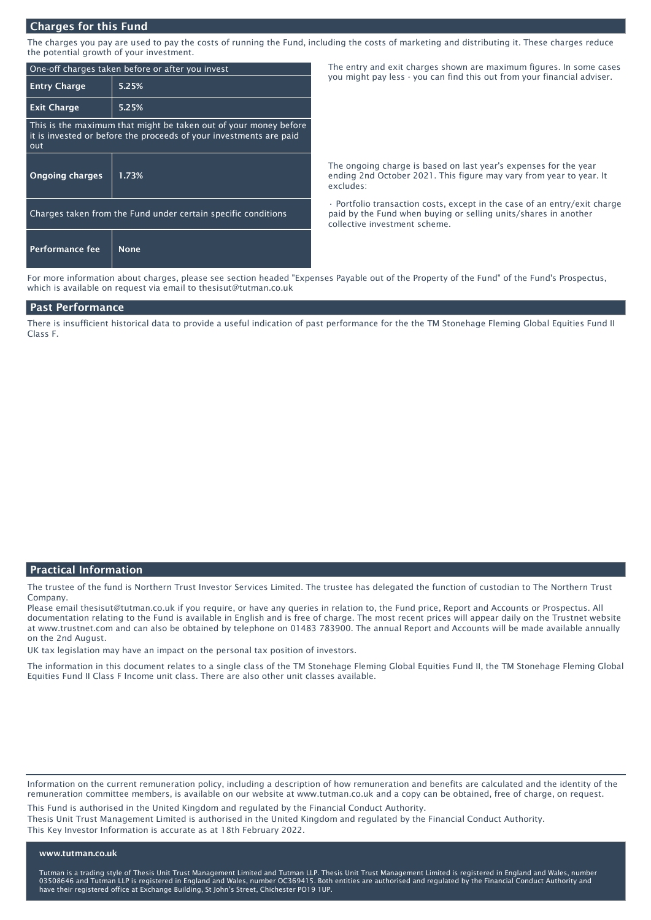## Charges for this Fund

The charges you pay are used to pay the costs of running the Fund, including the costs of marketing and distributing it. These charges reduce the potential growth of your investment.

| One-off charges taken before or after you invest | |
|---|---|
| **Entry Charge** | **5.25%** |
| **Exit Charge** | **5.25%** |
| This is the maximum that might be taken out of your money before it is invested or before the proceeds of your investments are paid out | |
| **Ongoing charges** | **1.73%** |
| Charges taken from the Fund under certain specific conditions | |
| **Performance fee** | **None** |

The entry and exit charges shown are maximum figures. In some cases you might pay less - you can find this out from your financial adviser.

The ongoing charge is based on last year's expenses for the year ending 2nd October 2021. This figure may vary from year to year. It excludes:

- Portfolio transaction costs, except in the case of an entry/exit charge paid by the Fund when buying or selling units/shares in another collective investment scheme.

For more information about charges, please see section headed "Expenses Payable out of the Property of the Fund" of the Fund's Prospectus, which is available on request via email to thesisut@tutman.co.uk

## Past Performance

There is insufficient historical data to provide a useful indication of past performance for the the TM Stonehage Fleming Global Equities Fund II Class F.

## Practical Information

The trustee of the fund is Northern Trust Investor Services Limited. The trustee has delegated the function of custodian to The Northern Trust Company.

Please email thesisut@tutman.co.uk if you require, or have any queries in relation to, the Fund price, Report and Accounts or Prospectus. All documentation relating to the Fund is available in English and is free of charge. The most recent prices will appear daily on the Trustnet website at www.trustnet.com and can also be obtained by telephone on 01483 783900. The annual Report and Accounts will be made available annually on the 2nd August.

UK tax legislation may have an impact on the personal tax position of investors.

The information in this document relates to a single class of the TM Stonehage Fleming Global Equities Fund II, the TM Stonehage Fleming Global Equities Fund II Class F Income unit class. There are also other unit classes available.

Information on the current remuneration policy, including a description of how remuneration and benefits are calculated and the identity of the remuneration committee members, is available on our website at www.tutman.co.uk and a copy can be obtained, free of charge, on request.

This Fund is authorised in the United Kingdom and regulated by the Financial Conduct Authority.

Thesis Unit Trust Management Limited is authorised in the United Kingdom and regulated by the Financial Conduct Authority.

This Key Investor Information is accurate as at 18th February 2022.

**www.tutman.co.uk**

Tutman is a trading style of Thesis Unit Trust Management Limited and Tutman LLP. Thesis Unit Trust Management Limited is registered in England and Wales, number 03508646 and Tutman LLP is registered in England and Wales, number OC369415. Both entities are authorised and regulated by the Financial Conduct Authority and have their registered office at Exchange Building, St John's Street, Chichester PO19 1UP.